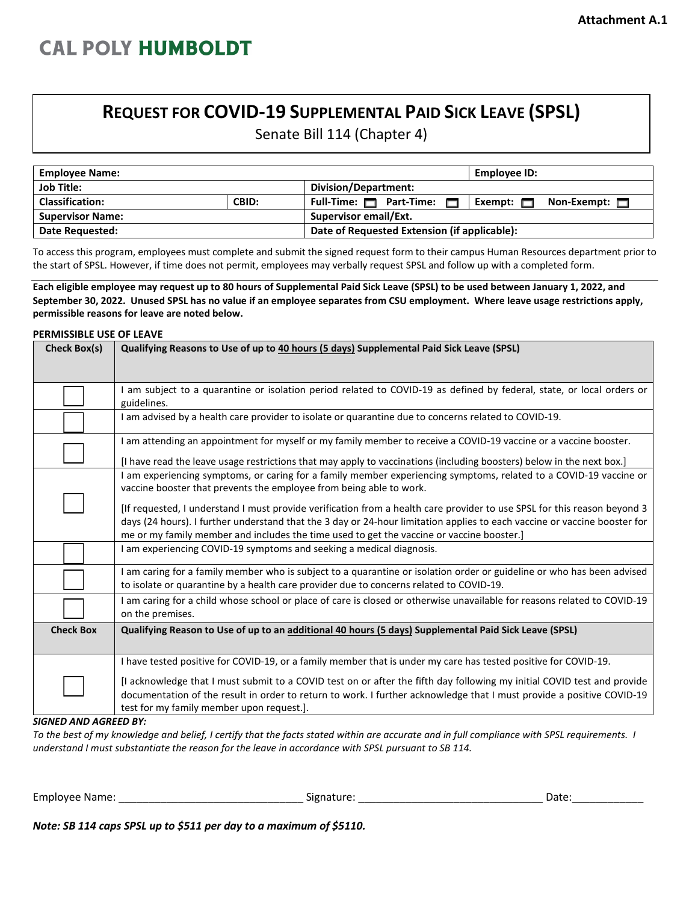Attachment A.1

**CAL POLY HUMBOLDT**

# REQUEST FOR COVID-19 SUPPLEMENTAL PAID SICK LEAVE (SPSL)

Senate Bill 114 (Chapter 4)

| **Employee Name:** | | | **Employee ID:** |
|---|---|---|---|
| **Job Title:** | | **Division/Department:** | |
| **Classification:** | **CBID:** | **Full-Time:** ☐ **Part-Time:** ☐ | **Exempt:** ☐ **Non-Exempt:** ☐ |
| **Supervisor Name:** | | **Supervisor email/Ext.** | |
| **Date Requested:** | | **Date of Requested Extension (if applicable):** | |

To access this program, employees must complete and submit the signed request form to their campus Human Resources department prior to the start of SPSL. However, if time does not permit, employees may verbally request SPSL and follow up with a completed form.

**Each eligible employee may request up to 80 hours of Supplemental Paid Sick Leave (SPSL) to be used between January 1, 2022, and September 30, 2022. Unused SPSL has no value if an employee separates from CSU employment. Where leave usage restrictions apply, permissible reasons for leave are noted below.**

**PERMISSIBLE USE OF LEAVE**

| **Check Box(s)** | **Qualifying Reasons to Use of up to 40 hours (5 days) Supplemental Paid Sick Leave (SPSL)** |
|---|---|
| ☐ | I am subject to a quarantine or isolation period related to COVID-19 as defined by federal, state, or local orders or guidelines. |
| ☐ | I am advised by a health care provider to isolate or quarantine due to concerns related to COVID-19. |
| ☐ | I am attending an appointment for myself or my family member to receive a COVID-19 vaccine or a vaccine booster.<br><br>[I have read the leave usage restrictions that may apply to vaccinations (including boosters) below in the next box.] |
| ☐ | I am experiencing symptoms, or caring for a family member experiencing symptoms, related to a COVID-19 vaccine or vaccine booster that prevents the employee from being able to work.<br><br>[If requested, I understand I must provide verification from a health care provider to use SPSL for this reason beyond 3 days (24 hours). I further understand that the 3 day or 24-hour limitation applies to each vaccine or vaccine booster for me or my family member and includes the time used to get the vaccine or vaccine booster.] |
| ☐ | I am experiencing COVID-19 symptoms and seeking a medical diagnosis. |
| ☐ | I am caring for a family member who is subject to a quarantine or isolation order or guideline or who has been advised to isolate or quarantine by a health care provider due to concerns related to COVID-19. |
| ☐ | I am caring for a child whose school or place of care is closed or otherwise unavailable for reasons related to COVID-19 on the premises. |
| **Check Box** | **Qualifying Reason to Use of up to an additional 40 hours (5 days) Supplemental Paid Sick Leave (SPSL)** |
| ☐ | I have tested positive for COVID-19, or a family member that is under my care has tested positive for COVID-19.<br><br>[I acknowledge that I must submit to a COVID test on or after the fifth day following my initial COVID test and provide documentation of the result in order to return to work. I further acknowledge that I must provide a positive COVID-19 test for my family member upon request.]. |

***SIGNED AND AGREED BY:***

*To the best of my knowledge and belief, I certify that the facts stated within are accurate and in full compliance with SPSL requirements. I understand I must substantiate the reason for the leave in accordance with SPSL pursuant to SB 114.*

Employee Name: ______________________________ Signature: ______________________________ Date:___________

***Note: SB 114 caps SPSL up to $511 per day to a maximum of $5110.***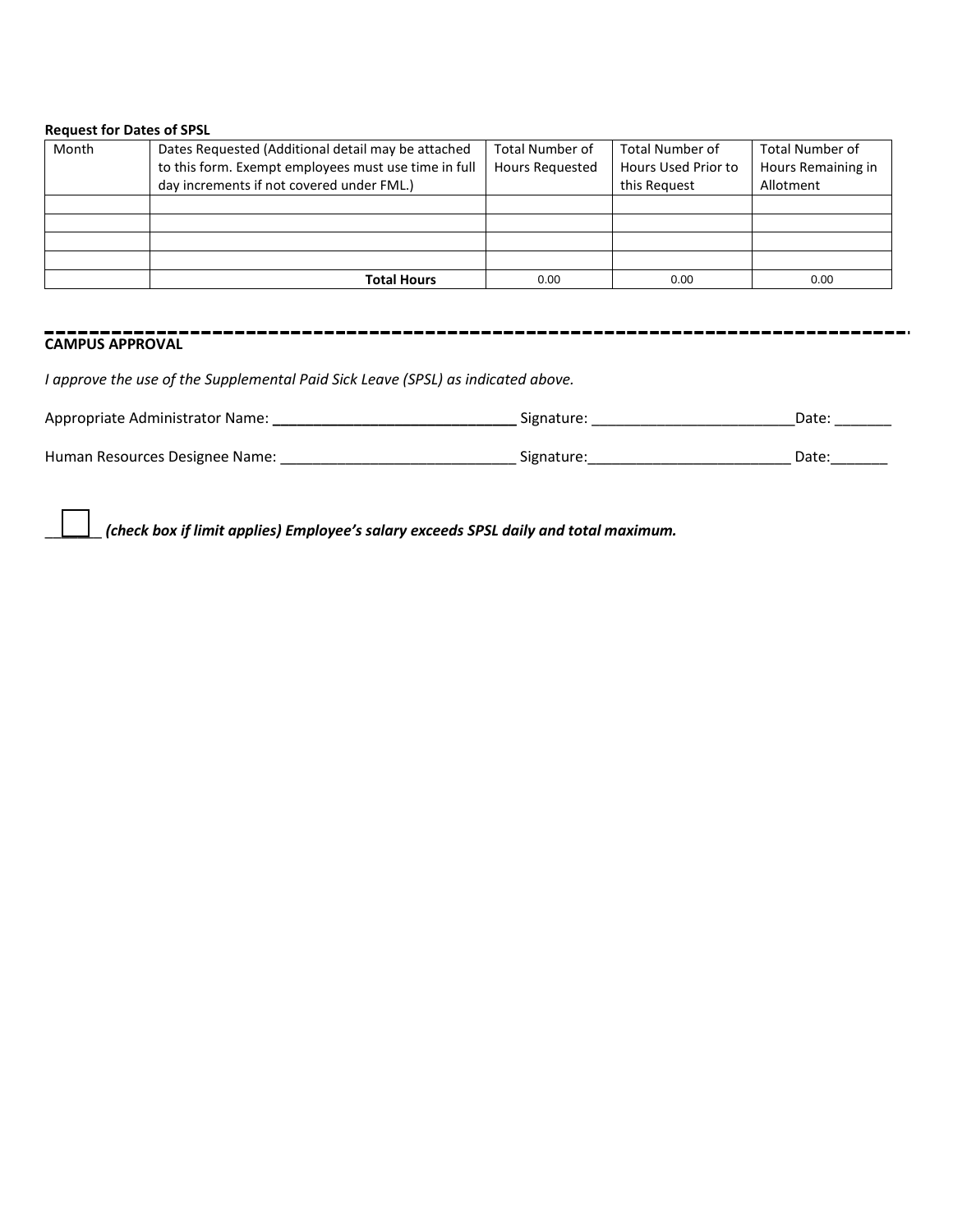**Request for Dates of SPSL**

| Month | Dates Requested (Additional detail may be attached to this form. Exempt employees must use time in full day increments if not covered under FML.) | Total Number of Hours Requested | Total Number of Hours Used Prior to this Request | Total Number of Hours Remaining in Allotment |
|---|---|---|---|---|
| | | | | |
| | | | | |
| | | | | |
| | | | | |
| | **Total Hours** | 0.00 | 0.00 | 0.00 |

---

**CAMPUS APPROVAL**

*I approve the use of the Supplemental Paid Sick Leave (SPSL) as indicated above.*

Appropriate Administrator Name: ______________________________ Signature: _________________________ Date: _______

Human Resources Designee Name: ______________________________ Signature: _________________________ Date: _______

☐ ***(check box if limit applies) Employee's salary exceeds SPSL daily and total maximum.***